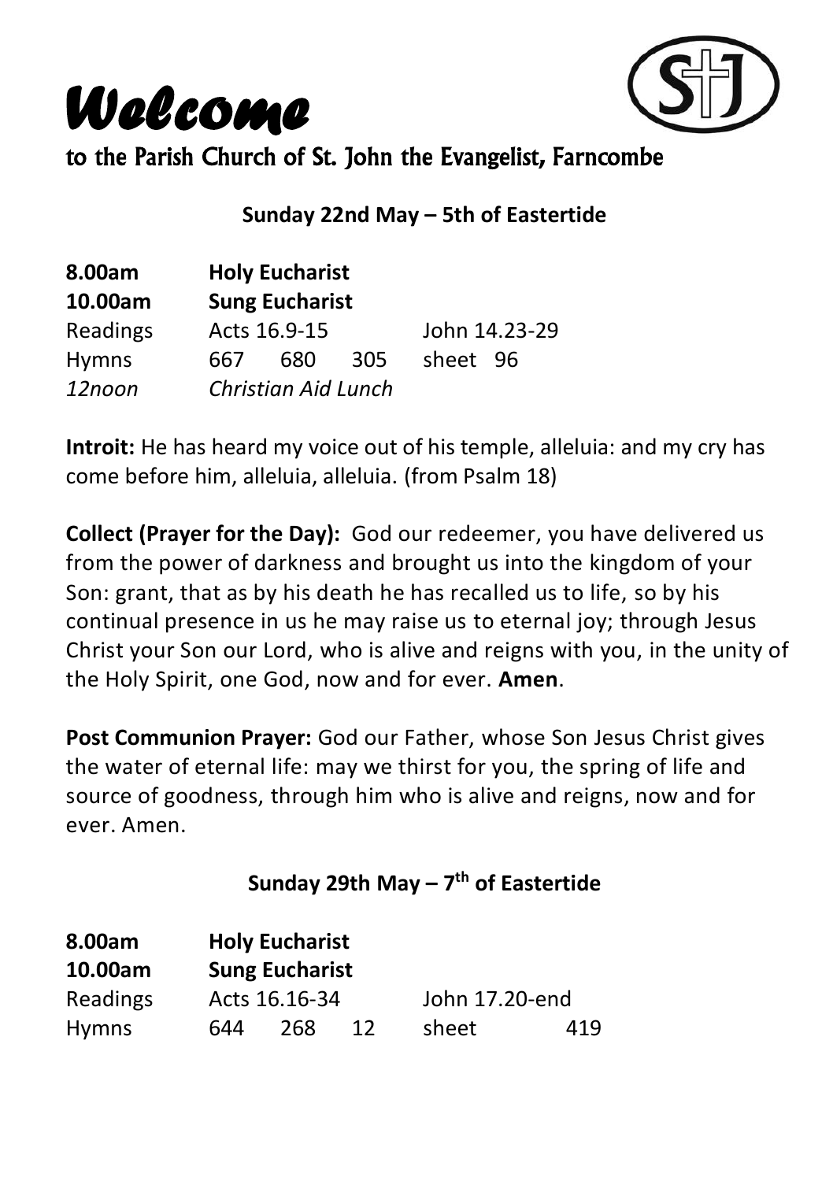# Welcome

to the Parish Church of St. John the Evangelist, Farncombe

**Sunday 22nd May – 5th of Eastertide**

| | | | | | |
|---|---|---|---|---|---|
| **8.00am** | **Holy Eucharist** | | | | |
| **10.00am** | **Sung Eucharist** | | | | |
| Readings | Acts 16.9-15 | | | John 14.23-29 | |
| Hymns | 667 | 680 | 305 | sheet | 96 |
| *12noon* | *Christian Aid Lunch* | | | | |

**Introit:** He has heard my voice out of his temple, alleluia: and my cry has come before him, alleluia, alleluia. (from Psalm 18)

**Collect (Prayer for the Day):** God our redeemer, you have delivered us from the power of darkness and brought us into the kingdom of your Son: grant, that as by his death he has recalled us to life, so by his continual presence in us he may raise us to eternal joy; through Jesus Christ your Son our Lord, who is alive and reigns with you, in the unity of the Holy Spirit, one God, now and for ever. **Amen**.

**Post Communion Prayer:** God our Father, whose Son Jesus Christ gives the water of eternal life: may we thirst for you, the spring of life and source of goodness, through him who is alive and reigns, now and for ever. Amen.

**Sunday 29th May – 7th of Eastertide**

| | | | | | |
|---|---|---|---|---|---|
| **8.00am** | **Holy Eucharist** | | | | |
| **10.00am** | **Sung Eucharist** | | | | |
| Readings | Acts 16.16-34 | | | John 17.20-end | |
| Hymns | 644 | 268 | 12 | sheet | 419 |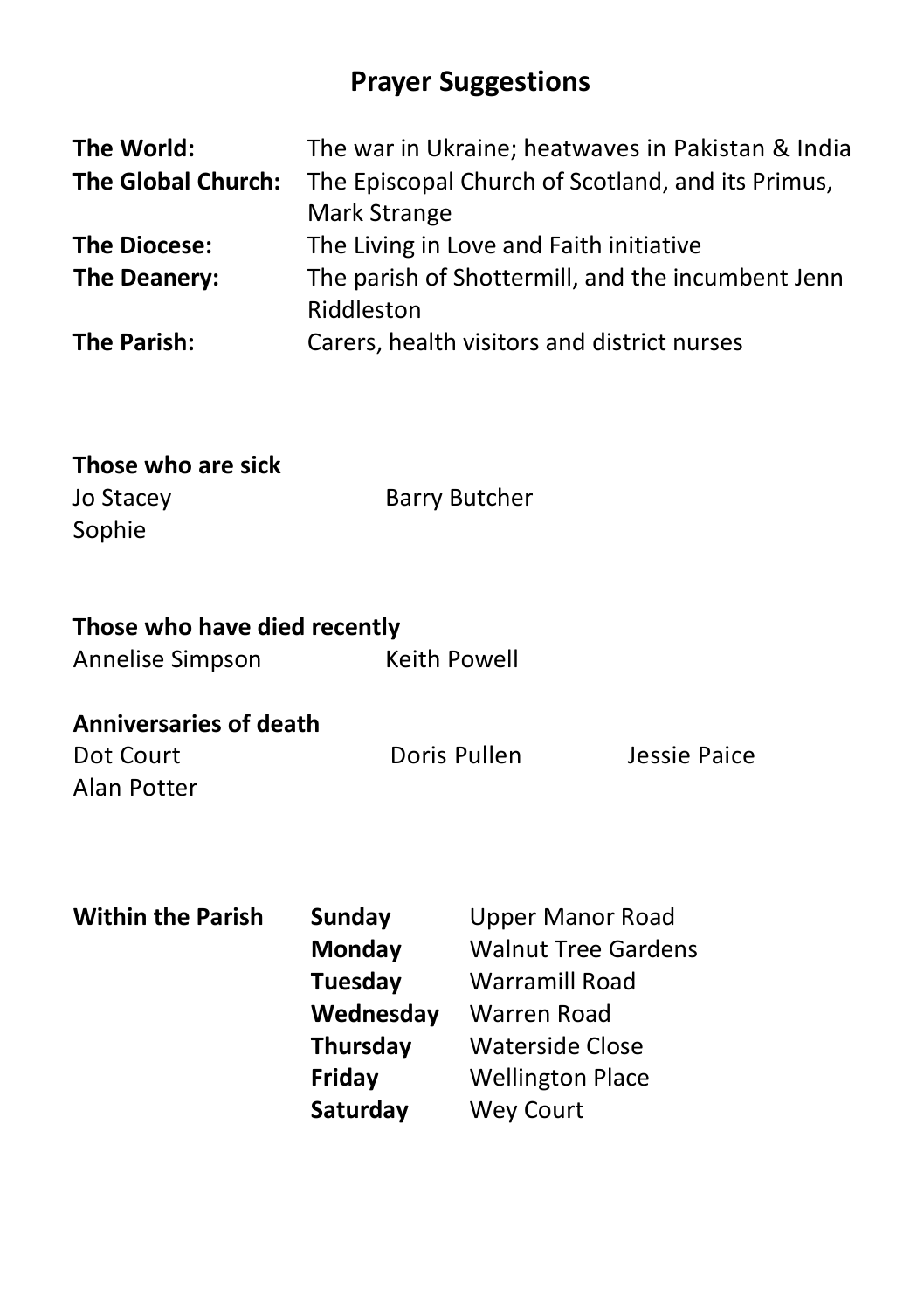# Prayer Suggestions

| | |
|---|---|
| **The World:** | The war in Ukraine; heatwaves in Pakistan & India |
| **The Global Church:** | The Episcopal Church of Scotland, and its Primus, Mark Strange |
| **The Diocese:** | The Living in Love and Faith initiative |
| **The Deanery:** | The parish of Shottermill, and the incumbent Jenn Riddleston |
| **The Parish:** | Carers, health visitors and district nurses |

**Those who are sick**

Jo Stacey
Barry Butcher
Sophie

**Those who have died recently**

Annelise Simpson
Keith Powell

**Anniversaries of death**

Dot Court
Doris Pullen
Jessie Paice
Alan Potter

**Within the Parish**

| | |
|---|---|
| **Sunday** | Upper Manor Road |
| **Monday** | Walnut Tree Gardens |
| **Tuesday** | Warramill Road |
| **Wednesday** | Warren Road |
| **Thursday** | Waterside Close |
| **Friday** | Wellington Place |
| **Saturday** | Wey Court |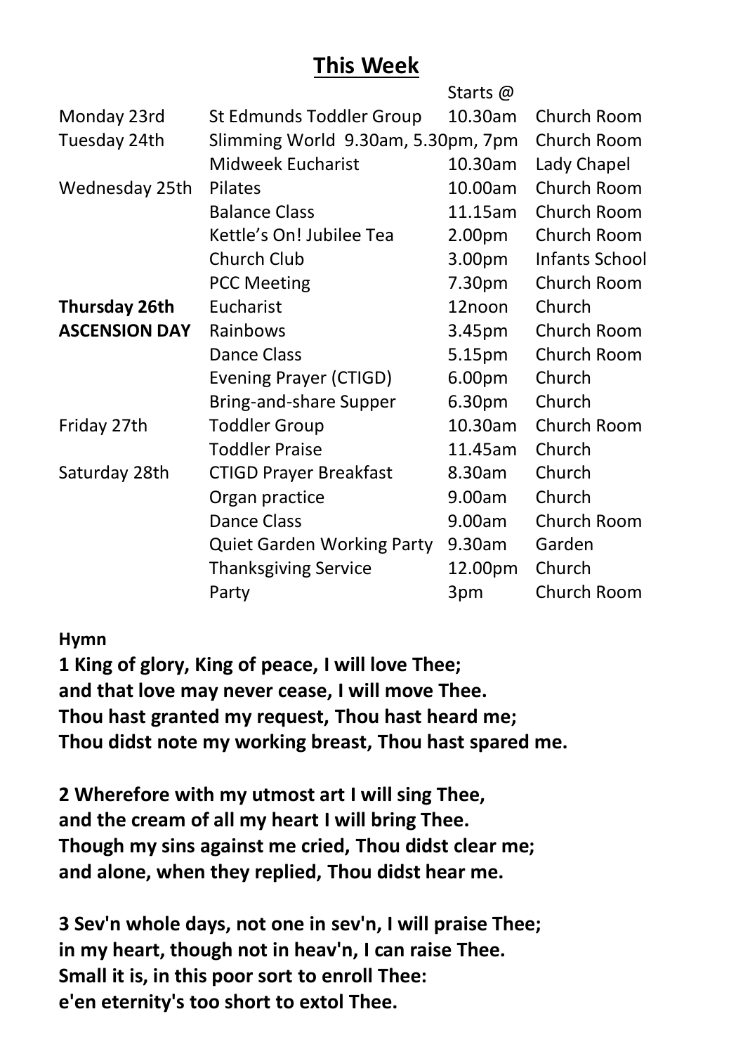## This Week

| | | Starts @ | |
|---|---|---|---|
| Monday 23rd | St Edmunds Toddler Group | 10.30am | Church Room |
| Tuesday 24th | Slimming World 9.30am, 5.30pm, 7pm | | Church Room |
| | Midweek Eucharist | 10.30am | Lady Chapel |
| Wednesday 25th | Pilates | 10.00am | Church Room |
| | Balance Class | 11.15am | Church Room |
| | Kettle's On! Jubilee Tea | 2.00pm | Church Room |
| | Church Club | 3.00pm | Infants School |
| | PCC Meeting | 7.30pm | Church Room |
| **Thursday 26th** | Eucharist | 12noon | Church |
| **ASCENSION DAY** | Rainbows | 3.45pm | Church Room |
| | Dance Class | 5.15pm | Church Room |
| | Evening Prayer (CTIGD) | 6.00pm | Church |
| | Bring-and-share Supper | 6.30pm | Church |
| Friday 27th | Toddler Group | 10.30am | Church Room |
| | Toddler Praise | 11.45am | Church |
| Saturday 28th | CTIGD Prayer Breakfast | 8.30am | Church |
| | Organ practice | 9.00am | Church |
| | Dance Class | 9.00am | Church Room |
| | Quiet Garden Working Party | 9.30am | Garden |
| | Thanksgiving Service | 12.00pm | Church |
| | Party | 3pm | Church Room |

**Hymn**

**1 King of glory, King of peace, I will love Thee;**
**and that love may never cease, I will move Thee.**
**Thou hast granted my request, Thou hast heard me;**
**Thou didst note my working breast, Thou hast spared me.**

**2 Wherefore with my utmost art I will sing Thee,**
**and the cream of all my heart I will bring Thee.**
**Though my sins against me cried, Thou didst clear me;**
**and alone, when they replied, Thou didst hear me.**

**3 Sev'n whole days, not one in sev'n, I will praise Thee;**
**in my heart, though not in heav'n, I can raise Thee.**
**Small it is, in this poor sort to enroll Thee:**
**e'en eternity's too short to extol Thee.**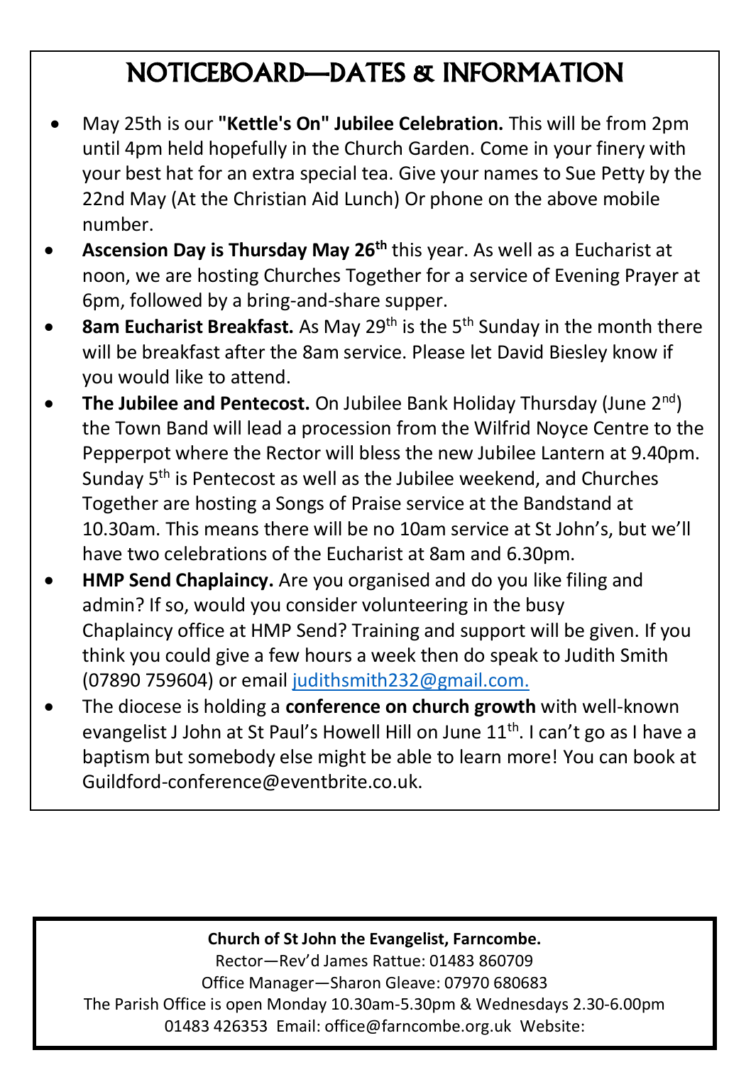# NOTICEBOARD—DATES & INFORMATION

- May 25th is our **"Kettle's On" Jubilee Celebration.** This will be from 2pm until 4pm held hopefully in the Church Garden. Come in your finery with your best hat for an extra special tea. Give your names to Sue Petty by the 22nd May (At the Christian Aid Lunch) Or phone on the above mobile number.
- **Ascension Day is Thursday May 26th** this year. As well as a Eucharist at noon, we are hosting Churches Together for a service of Evening Prayer at 6pm, followed by a bring-and-share supper.
- **8am Eucharist Breakfast.** As May 29th is the 5th Sunday in the month there will be breakfast after the 8am service. Please let David Biesley know if you would like to attend.
- **The Jubilee and Pentecost.** On Jubilee Bank Holiday Thursday (June 2nd) the Town Band will lead a procession from the Wilfrid Noyce Centre to the Pepperpot where the Rector will bless the new Jubilee Lantern at 9.40pm. Sunday 5th is Pentecost as well as the Jubilee weekend, and Churches Together are hosting a Songs of Praise service at the Bandstand at 10.30am. This means there will be no 10am service at St John's, but we'll have two celebrations of the Eucharist at 8am and 6.30pm.
- **HMP Send Chaplaincy.** Are you organised and do you like filing and admin? If so, would you consider volunteering in the busy Chaplaincy office at HMP Send? Training and support will be given. If you think you could give a few hours a week then do speak to Judith Smith (07890 759604) or email judithsmith232@gmail.com.
- The diocese is holding a **conference on church growth** with well-known evangelist J John at St Paul's Howell Hill on June 11th. I can't go as I have a baptism but somebody else might be able to learn more! You can book at Guildford-conference@eventbrite.co.uk.

**Church of St John the Evangelist, Farncombe.**

Rector—Rev'd James Rattue: 01483 860709

Office Manager—Sharon Gleave: 07970 680683

The Parish Office is open Monday 10.30am-5.30pm & Wednesdays 2.30-6.00pm

01483 426353 Email: office@farncombe.org.uk Website: